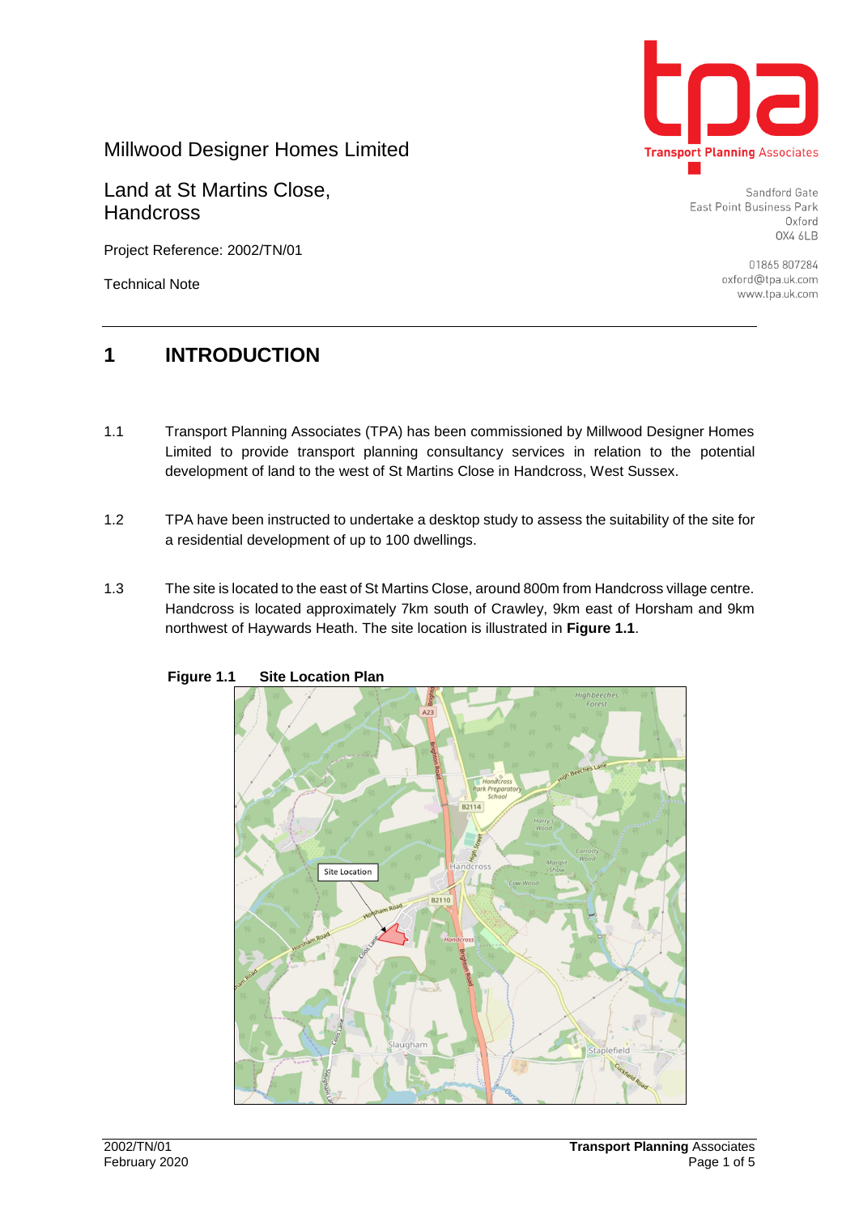Millwood Designer Homes Limited

Land at St Martins Close, Handcross

Project Reference: 2002/TN/01

Technical Note

Sandford Gate
East Point Business Park
Oxford
OX4 6LB

01865 807284
oxford@tpa.uk.com
www.tpa.uk.com

# 1 INTRODUCTION

1.1 Transport Planning Associates (TPA) has been commissioned by Millwood Designer Homes Limited to provide transport planning consultancy services in relation to the potential development of land to the west of St Martins Close in Handcross, West Sussex.

1.2 TPA have been instructed to undertake a desktop study to assess the suitability of the site for a residential development of up to 100 dwellings.

1.3 The site is located to the east of St Martins Close, around 800m from Handcross village centre. Handcross is located approximately 7km south of Crawley, 9km east of Horsham and 9km northwest of Haywards Heath. The site location is illustrated in **Figure 1.1**.

**Figure 1.1 Site Location Plan**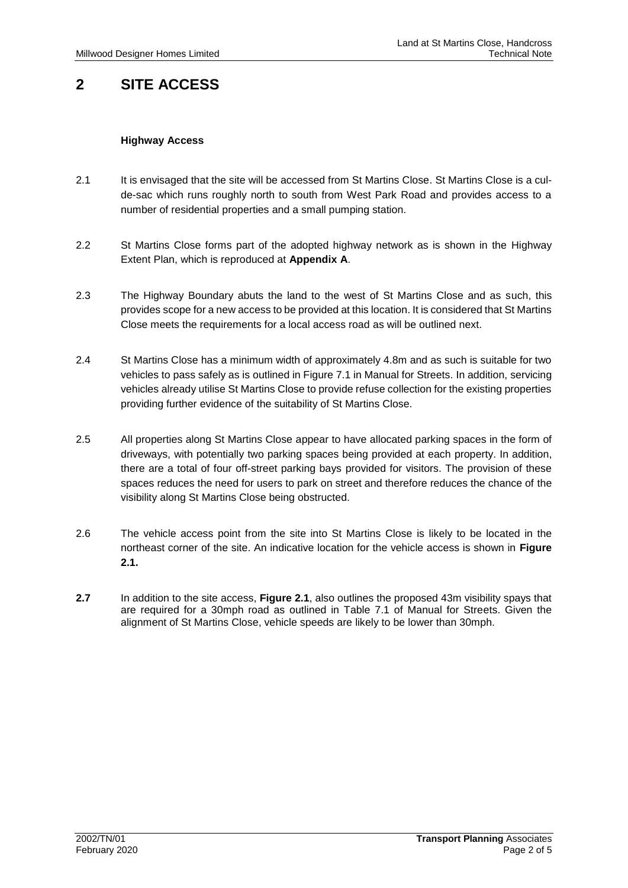# 2 SITE ACCESS

### Highway Access

2.1 It is envisaged that the site will be accessed from St Martins Close. St Martins Close is a cul-de-sac which runs roughly north to south from West Park Road and provides access to a number of residential properties and a small pumping station.

2.2 St Martins Close forms part of the adopted highway network as is shown in the Highway Extent Plan, which is reproduced at **Appendix A**.

2.3 The Highway Boundary abuts the land to the west of St Martins Close and as such, this provides scope for a new access to be provided at this location. It is considered that St Martins Close meets the requirements for a local access road as will be outlined next.

2.4 St Martins Close has a minimum width of approximately 4.8m and as such is suitable for two vehicles to pass safely as is outlined in Figure 7.1 in Manual for Streets. In addition, servicing vehicles already utilise St Martins Close to provide refuse collection for the existing properties providing further evidence of the suitability of St Martins Close.

2.5 All properties along St Martins Close appear to have allocated parking spaces in the form of driveways, with potentially two parking spaces being provided at each property. In addition, there are a total of four off-street parking bays provided for visitors. The provision of these spaces reduces the need for users to park on street and therefore reduces the chance of the visibility along St Martins Close being obstructed.

2.6 The vehicle access point from the site into St Martins Close is likely to be located in the northeast corner of the site. An indicative location for the vehicle access is shown in **Figure 2.1.**

**2.7** In addition to the site access, **Figure 2.1**, also outlines the proposed 43m visibility spays that are required for a 30mph road as outlined in Table 7.1 of Manual for Streets. Given the alignment of St Martins Close, vehicle speeds are likely to be lower than 30mph.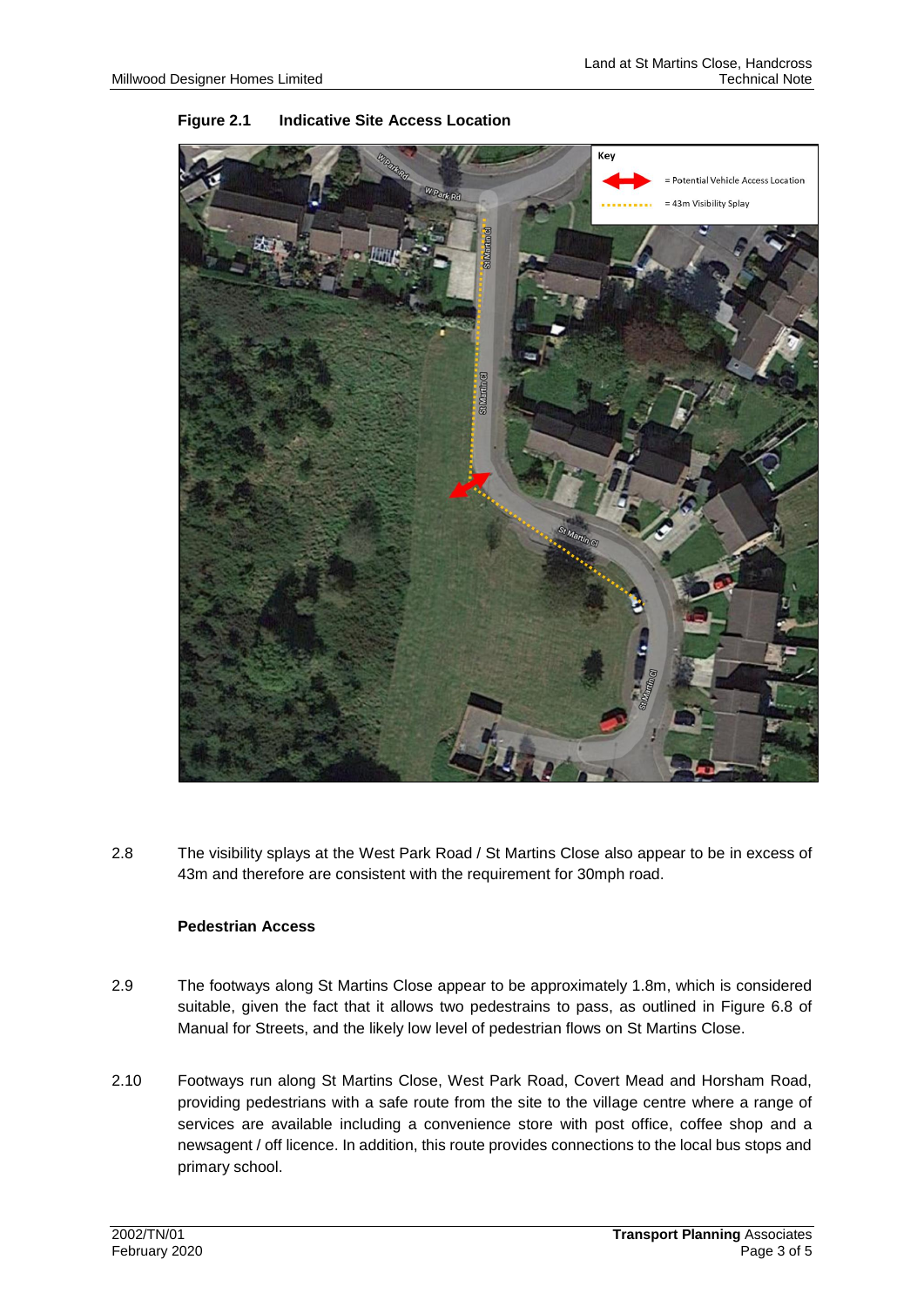**Figure 2.1 Indicative Site Access Location**

2.8 The visibility splays at the West Park Road / St Martins Close also appear to be in excess of 43m and therefore are consistent with the requirement for 30mph road.

**Pedestrian Access**

2.9 The footways along St Martins Close appear to be approximately 1.8m, which is considered suitable, given the fact that it allows two pedestrains to pass, as outlined in Figure 6.8 of Manual for Streets, and the likely low level of pedestrian flows on St Martins Close.

2.10 Footways run along St Martins Close, West Park Road, Covert Mead and Horsham Road, providing pedestrians with a safe route from the site to the village centre where a range of services are available including a convenience store with post office, coffee shop and a newsagent / off licence. In addition, this route provides connections to the local bus stops and primary school.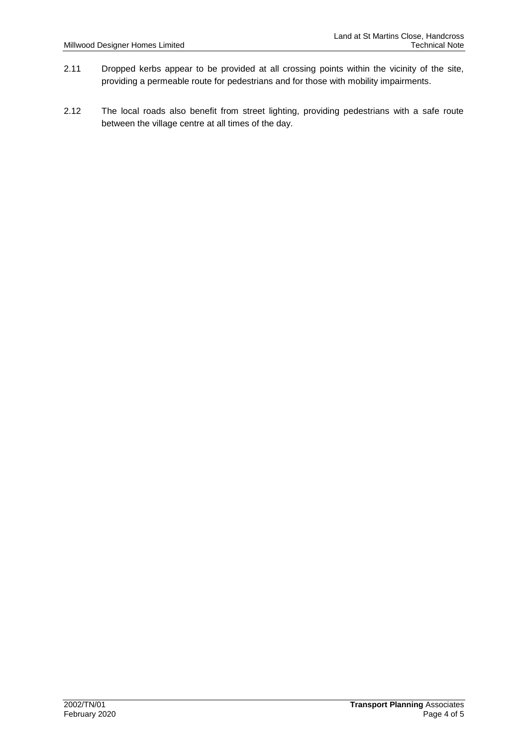2.11 Dropped kerbs appear to be provided at all crossing points within the vicinity of the site, providing a permeable route for pedestrians and for those with mobility impairments.

2.12 The local roads also benefit from street lighting, providing pedestrians with a safe route between the village centre at all times of the day.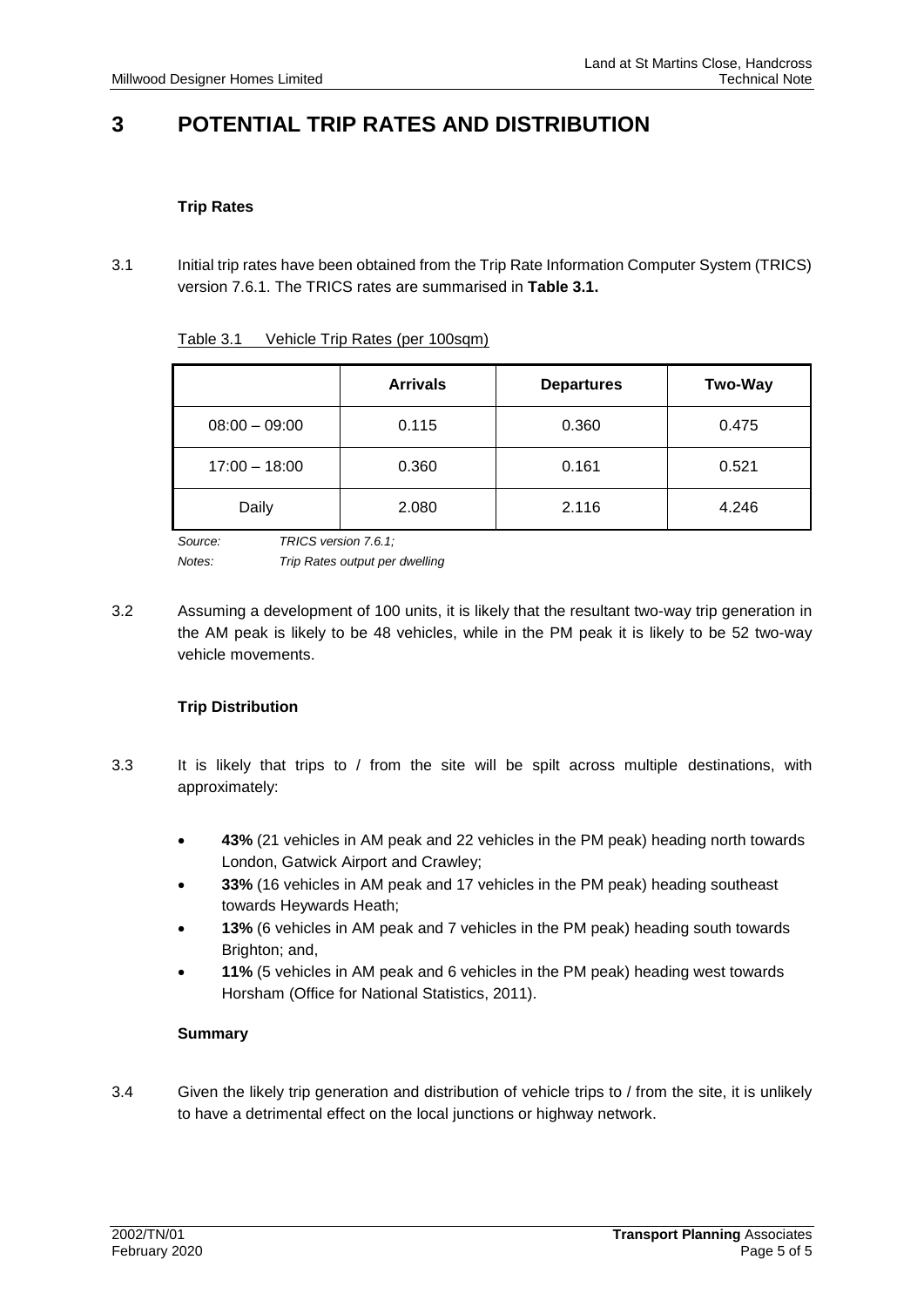# 3 POTENTIAL TRIP RATES AND DISTRIBUTION

**Trip Rates**

3.1 Initial trip rates have been obtained from the Trip Rate Information Computer System (TRICS) version 7.6.1. The TRICS rates are summarised in **Table 3.1.**

Table 3.1 Vehicle Trip Rates (per 100sqm)

| | Arrivals | Departures | Two-Way |
|---|---|---|---|
| 08:00 – 09:00 | 0.115 | 0.360 | 0.475 |
| 17:00 – 18:00 | 0.360 | 0.161 | 0.521 |
| Daily | 2.080 | 2.116 | 4.246 |

*Source: TRICS version 7.6.1;*
*Notes: Trip Rates output per dwelling*

3.2 Assuming a development of 100 units, it is likely that the resultant two-way trip generation in the AM peak is likely to be 48 vehicles, while in the PM peak it is likely to be 52 two-way vehicle movements.

**Trip Distribution**

3.3 It is likely that trips to / from the site will be spilt across multiple destinations, with approximately:

- **43%** (21 vehicles in AM peak and 22 vehicles in the PM peak) heading north towards London, Gatwick Airport and Crawley;
- **33%** (16 vehicles in AM peak and 17 vehicles in the PM peak) heading southeast towards Heywards Heath;
- **13%** (6 vehicles in AM peak and 7 vehicles in the PM peak) heading south towards Brighton; and,
- **11%** (5 vehicles in AM peak and 6 vehicles in the PM peak) heading west towards Horsham (Office for National Statistics, 2011).

**Summary**

3.4 Given the likely trip generation and distribution of vehicle trips to / from the site, it is unlikely to have a detrimental effect on the local junctions or highway network.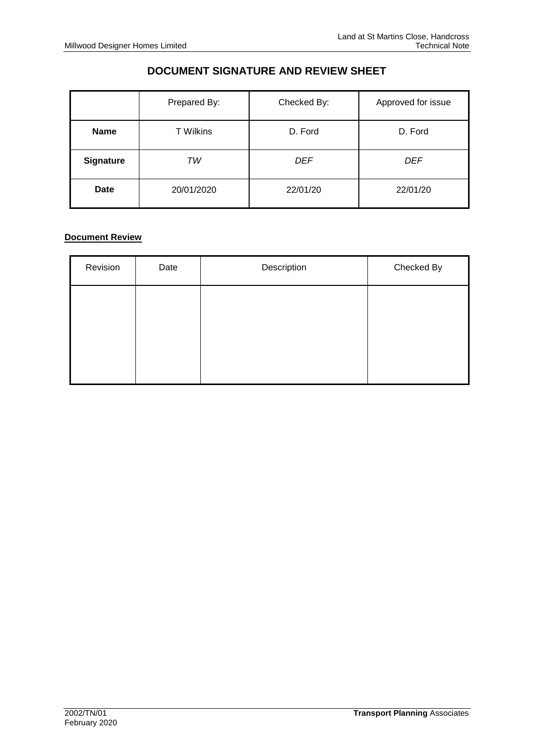# DOCUMENT SIGNATURE AND REVIEW SHEET

| | Prepared By: | Checked By: | Approved for issue |
|---|---|---|---|
| **Name** | T Wilkins | D. Ford | D. Ford |
| **Signature** | *TW* | *DEF* | *DEF* |
| **Date** | 20/01/2020 | 22/01/20 | 22/01/20 |

**Document Review**

| Revision | Date | Description | Checked By |
|---|---|---|---|
| | | | |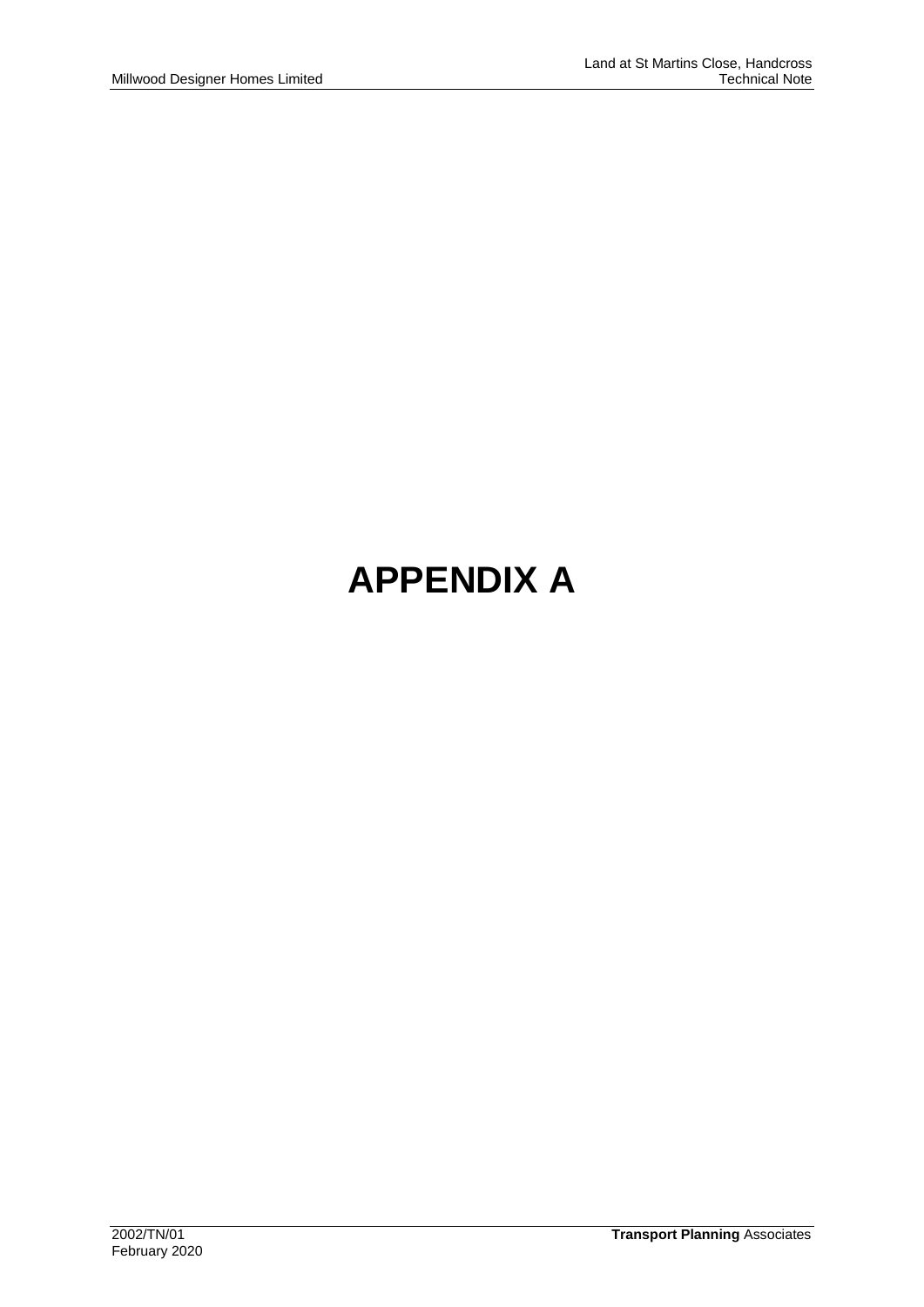# APPENDIX A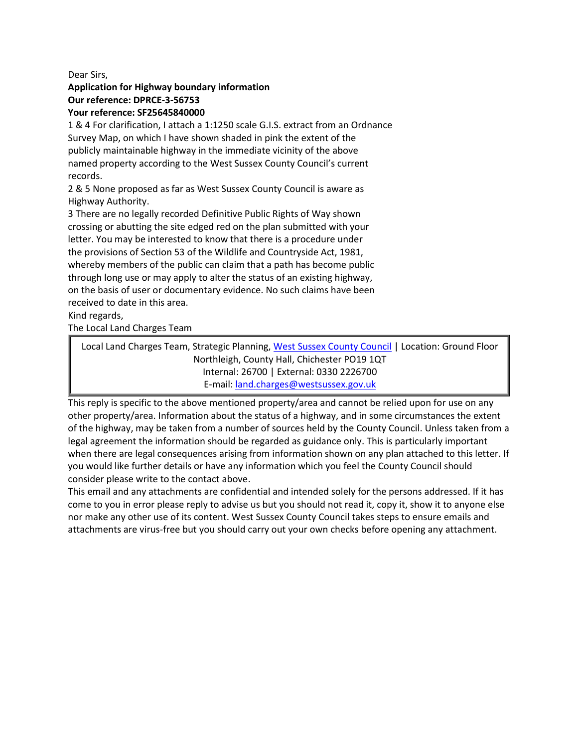Dear Sirs,

**Application for Highway boundary information**

**Our reference: DPRCE-3-56753**

**Your reference: SF25645840000**

1 & 4 For clarification, I attach a 1:1250 scale G.I.S. extract from an Ordnance Survey Map, on which I have shown shaded in pink the extent of the publicly maintainable highway in the immediate vicinity of the above named property according to the West Sussex County Council's current records.

2 & 5 None proposed as far as West Sussex County Council is aware as Highway Authority.

3 There are no legally recorded Definitive Public Rights of Way shown crossing or abutting the site edged red on the plan submitted with your letter. You may be interested to know that there is a procedure under the provisions of Section 53 of the Wildlife and Countryside Act, 1981, whereby members of the public can claim that a path has become public through long use or may apply to alter the status of an existing highway, on the basis of user or documentary evidence. No such claims have been received to date in this area.

Kind regards,

The Local Land Charges Team

| Local Land Charges Team, Strategic Planning, West Sussex County Council \| Location: Ground Floor Northleigh, County Hall, Chichester PO19 1QT<br>Internal: 26700 \| External: 0330 2226700<br>E-mail: land.charges@westsussex.gov.uk |
|---|

This reply is specific to the above mentioned property/area and cannot be relied upon for use on any other property/area. Information about the status of a highway, and in some circumstances the extent of the highway, may be taken from a number of sources held by the County Council. Unless taken from a legal agreement the information should be regarded as guidance only. This is particularly important when there are legal consequences arising from information shown on any plan attached to this letter. If you would like further details or have any information which you feel the County Council should consider please write to the contact above.

This email and any attachments are confidential and intended solely for the persons addressed. If it has come to you in error please reply to advise us but you should not read it, copy it, show it to anyone else nor make any other use of its content. West Sussex County Council takes steps to ensure emails and attachments are virus-free but you should carry out your own checks before opening any attachment.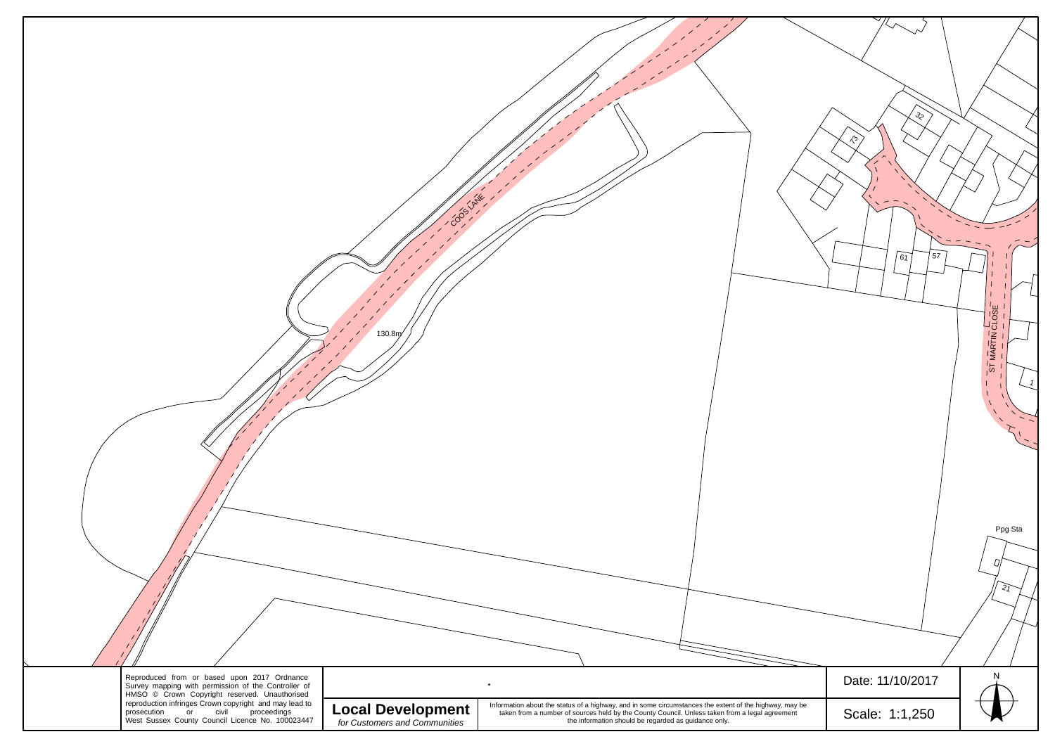COOS LANE

130.8m

73

32

61

57

ST MARTIN CLOSE

1

Ppg Sta

21

Reproduced from or based upon 2017 Ordnance Survey mapping with permission of the Controller of HMSO © Crown Copyright reserved. Unauthorised reproduction infringes Crown copyright and may lead to prosecution or civil proceedings West Sussex County Council Licence No. 100023447

.

**Local Development**

*for Customers and Communities*

Information about the status of a highway, and in some circumstances the extent of the highway, may be taken from a number of sources held by the County Council. Unless taken from a legal agreement the information should be regarded as guidance only.

Date: 11/10/2017

Scale: 1:1,250

N